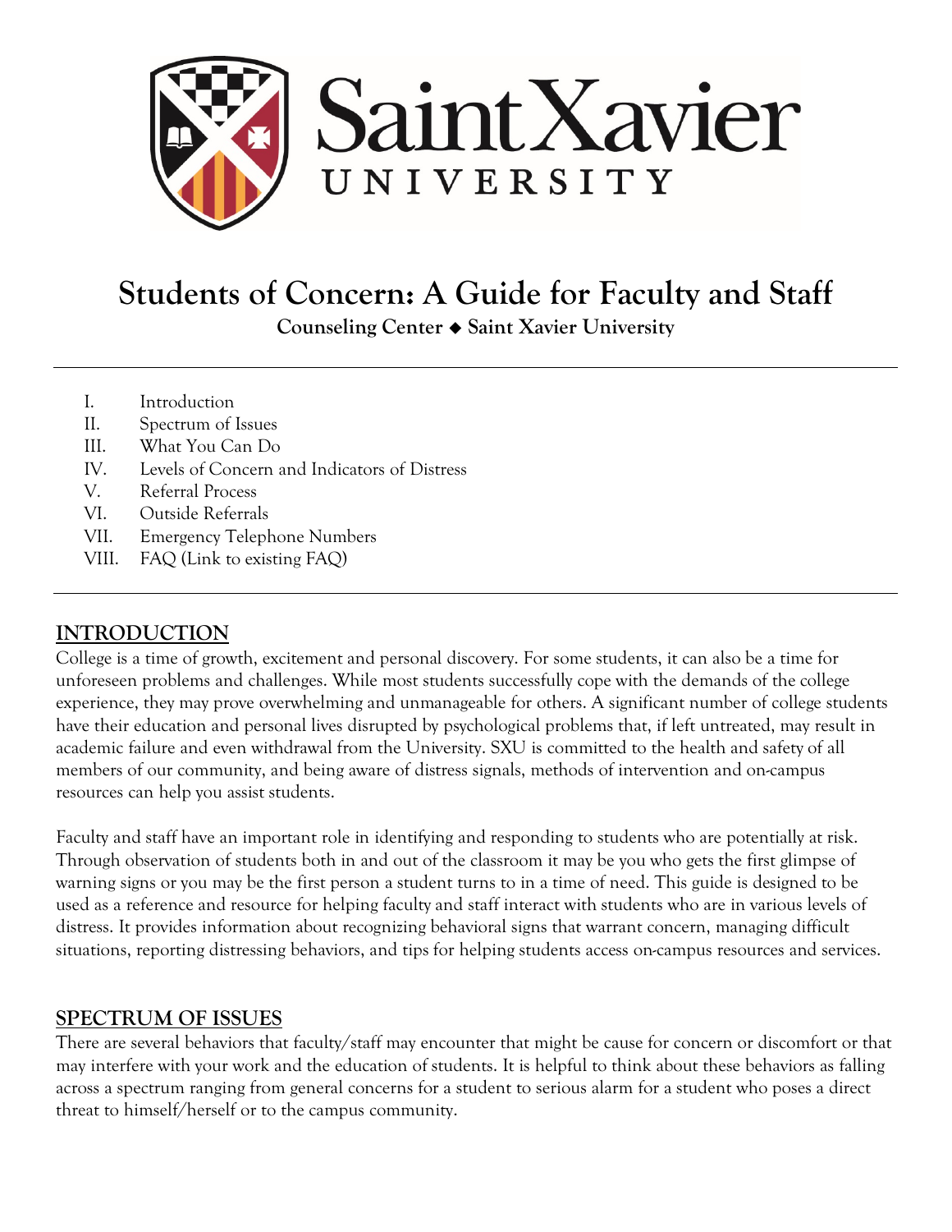# Students of Concern: A Guide for Faculty and Staff

**Counseling Center ◆ Saint Xavier University**

---

I. Introduction
II. Spectrum of Issues
III. What You Can Do
IV. Levels of Concern and Indicators of Distress
V. Referral Process
VI. Outside Referrals
VII. Emergency Telephone Numbers
VIII. FAQ (Link to existing FAQ)

---

## INTRODUCTION

College is a time of growth, excitement and personal discovery. For some students, it can also be a time for unforeseen problems and challenges. While most students successfully cope with the demands of the college experience, they may prove overwhelming and unmanageable for others. A significant number of college students have their education and personal lives disrupted by psychological problems that, if left untreated, may result in academic failure and even withdrawal from the University. SXU is committed to the health and safety of all members of our community, and being aware of distress signals, methods of intervention and on-campus resources can help you assist students.

Faculty and staff have an important role in identifying and responding to students who are potentially at risk. Through observation of students both in and out of the classroom it may be you who gets the first glimpse of warning signs or you may be the first person a student turns to in a time of need. This guide is designed to be used as a reference and resource for helping faculty and staff interact with students who are in various levels of distress. It provides information about recognizing behavioral signs that warrant concern, managing difficult situations, reporting distressing behaviors, and tips for helping students access on-campus resources and services.

## SPECTRUM OF ISSUES

There are several behaviors that faculty/staff may encounter that might be cause for concern or discomfort or that may interfere with your work and the education of students. It is helpful to think about these behaviors as falling across a spectrum ranging from general concerns for a student to serious alarm for a student who poses a direct threat to himself/herself or to the campus community.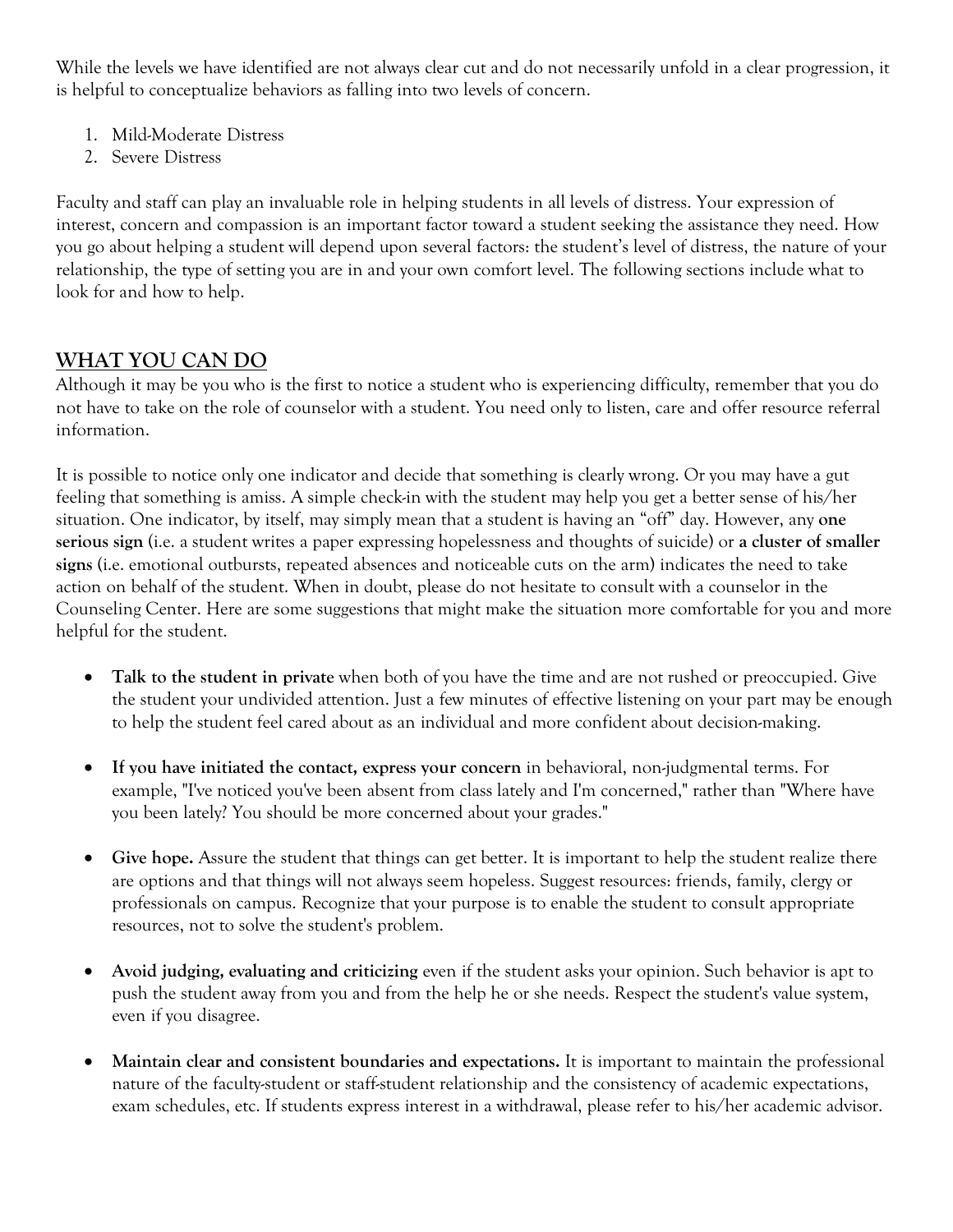While the levels we have identified are not always clear cut and do not necessarily unfold in a clear progression, it is helpful to conceptualize behaviors as falling into two levels of concern.

1. Mild-Moderate Distress
2. Severe Distress

Faculty and staff can play an invaluable role in helping students in all levels of distress. Your expression of interest, concern and compassion is an important factor toward a student seeking the assistance they need. How you go about helping a student will depend upon several factors: the student's level of distress, the nature of your relationship, the type of setting you are in and your own comfort level. The following sections include what to look for and how to help.

## WHAT YOU CAN DO

Although it may be you who is the first to notice a student who is experiencing difficulty, remember that you do not have to take on the role of counselor with a student. You need only to listen, care and offer resource referral information.

It is possible to notice only one indicator and decide that something is clearly wrong. Or you may have a gut feeling that something is amiss. A simple check-in with the student may help you get a better sense of his/her situation. One indicator, by itself, may simply mean that a student is having an "off" day. However, any **one serious sign** (i.e. a student writes a paper expressing hopelessness and thoughts of suicide) or **a cluster of smaller signs** (i.e. emotional outbursts, repeated absences and noticeable cuts on the arm) indicates the need to take action on behalf of the student. When in doubt, please do not hesitate to consult with a counselor in the Counseling Center. Here are some suggestions that might make the situation more comfortable for you and more helpful for the student.

- **Talk to the student in private** when both of you have the time and are not rushed or preoccupied. Give the student your undivided attention. Just a few minutes of effective listening on your part may be enough to help the student feel cared about as an individual and more confident about decision-making.

- **If you have initiated the contact, express your concern** in behavioral, non-judgmental terms. For example, "I've noticed you've been absent from class lately and I'm concerned," rather than "Where have you been lately? You should be more concerned about your grades."

- **Give hope.** Assure the student that things can get better. It is important to help the student realize there are options and that things will not always seem hopeless. Suggest resources: friends, family, clergy or professionals on campus. Recognize that your purpose is to enable the student to consult appropriate resources, not to solve the student's problem.

- **Avoid judging, evaluating and criticizing** even if the student asks your opinion. Such behavior is apt to push the student away from you and from the help he or she needs. Respect the student's value system, even if you disagree.

- **Maintain clear and consistent boundaries and expectations.** It is important to maintain the professional nature of the faculty-student or staff-student relationship and the consistency of academic expectations, exam schedules, etc. If students express interest in a withdrawal, please refer to his/her academic advisor.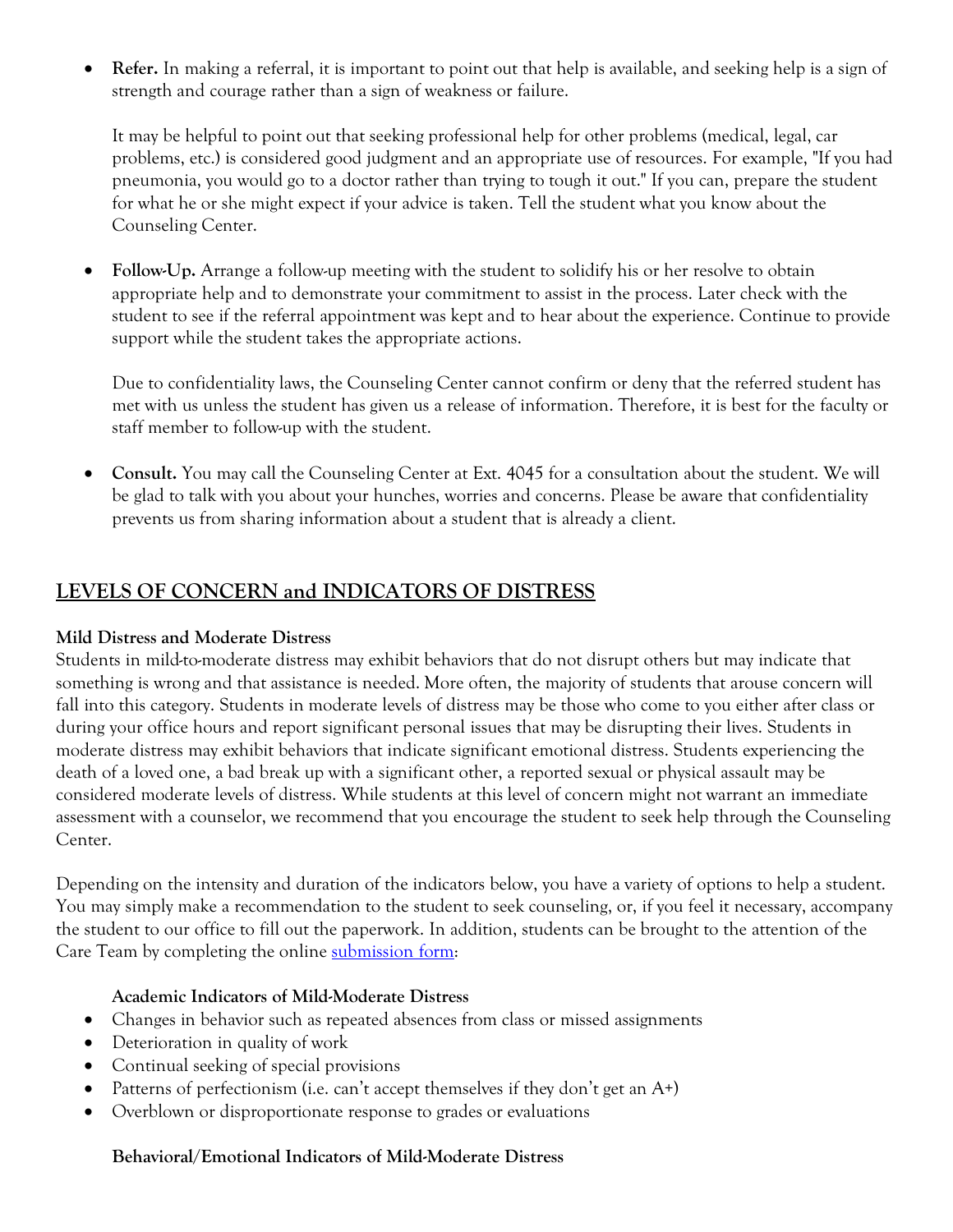- **Refer.** In making a referral, it is important to point out that help is available, and seeking help is a sign of strength and courage rather than a sign of weakness or failure.

  It may be helpful to point out that seeking professional help for other problems (medical, legal, car problems, etc.) is considered good judgment and an appropriate use of resources. For example, "If you had pneumonia, you would go to a doctor rather than trying to tough it out." If you can, prepare the student for what he or she might expect if your advice is taken. Tell the student what you know about the Counseling Center.

- **Follow-Up.** Arrange a follow-up meeting with the student to solidify his or her resolve to obtain appropriate help and to demonstrate your commitment to assist in the process. Later check with the student to see if the referral appointment was kept and to hear about the experience. Continue to provide support while the student takes the appropriate actions.

  Due to confidentiality laws, the Counseling Center cannot confirm or deny that the referred student has met with us unless the student has given us a release of information. Therefore, it is best for the faculty or staff member to follow-up with the student.

- **Consult.** You may call the Counseling Center at Ext. 4045 for a consultation about the student. We will be glad to talk with you about your hunches, worries and concerns. Please be aware that confidentiality prevents us from sharing information about a student that is already a client.

## LEVELS OF CONCERN and INDICATORS OF DISTRESS

### Mild Distress and Moderate Distress

Students in mild-to-moderate distress may exhibit behaviors that do not disrupt others but may indicate that something is wrong and that assistance is needed. More often, the majority of students that arouse concern will fall into this category. Students in moderate levels of distress may be those who come to you either after class or during your office hours and report significant personal issues that may be disrupting their lives. Students in moderate distress may exhibit behaviors that indicate significant emotional distress. Students experiencing the death of a loved one, a bad break up with a significant other, a reported sexual or physical assault may be considered moderate levels of distress. While students at this level of concern might not warrant an immediate assessment with a counselor, we recommend that you encourage the student to seek help through the Counseling Center.

Depending on the intensity and duration of the indicators below, you have a variety of options to help a student. You may simply make a recommendation to the student to seek counseling, or, if you feel it necessary, accompany the student to our office to fill out the paperwork. In addition, students can be brought to the attention of the Care Team by completing the online submission form:

#### Academic Indicators of Mild-Moderate Distress

- Changes in behavior such as repeated absences from class or missed assignments
- Deterioration in quality of work
- Continual seeking of special provisions
- Patterns of perfectionism (i.e. can't accept themselves if they don't get an A+)
- Overblown or disproportionate response to grades or evaluations

#### Behavioral/Emotional Indicators of Mild-Moderate Distress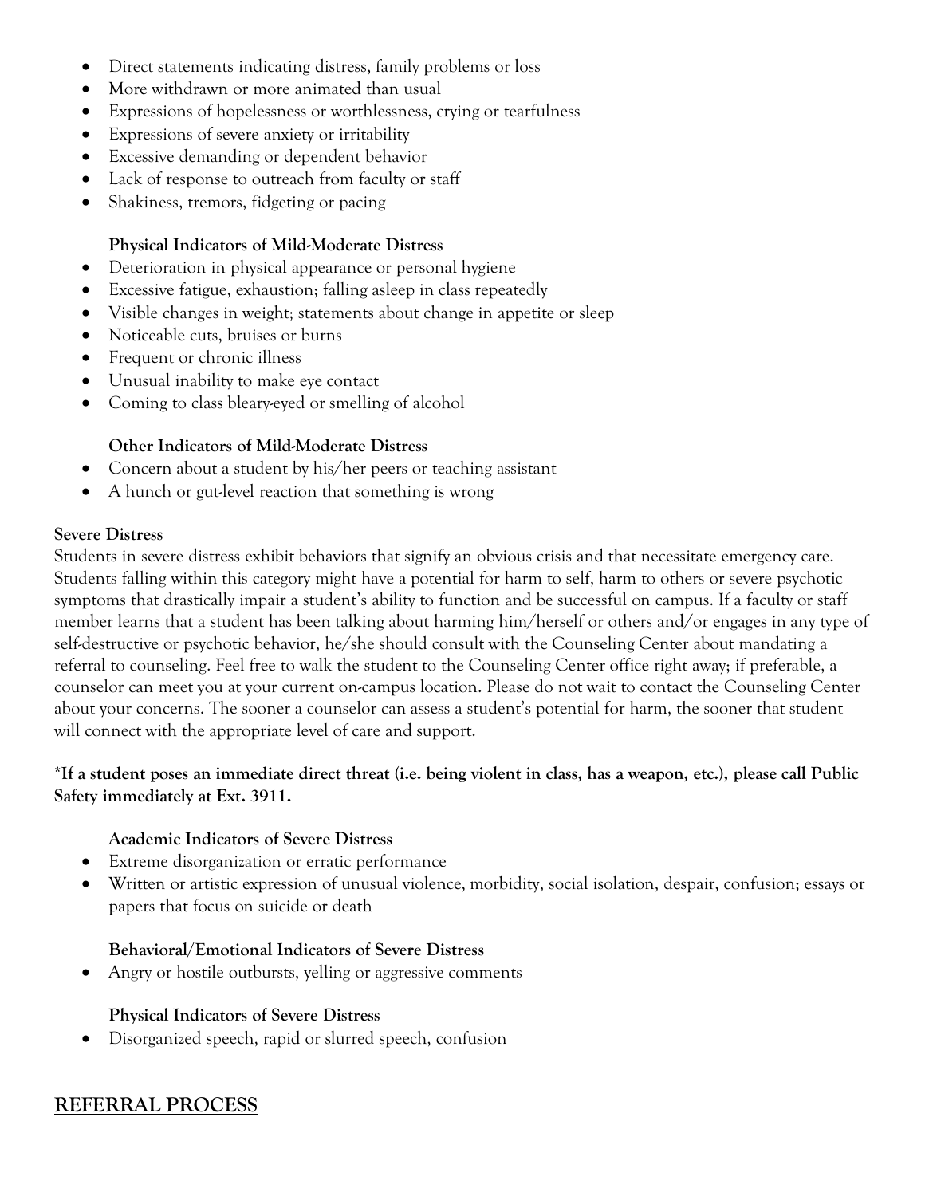- Direct statements indicating distress, family problems or loss
- More withdrawn or more animated than usual
- Expressions of hopelessness or worthlessness, crying or tearfulness
- Expressions of severe anxiety or irritability
- Excessive demanding or dependent behavior
- Lack of response to outreach from faculty or staff
- Shakiness, tremors, fidgeting or pacing

**Physical Indicators of Mild-Moderate Distress**

- Deterioration in physical appearance or personal hygiene
- Excessive fatigue, exhaustion; falling asleep in class repeatedly
- Visible changes in weight; statements about change in appetite or sleep
- Noticeable cuts, bruises or burns
- Frequent or chronic illness
- Unusual inability to make eye contact
- Coming to class bleary-eyed or smelling of alcohol

**Other Indicators of Mild-Moderate Distress**

- Concern about a student by his/her peers or teaching assistant
- A hunch or gut-level reaction that something is wrong

**Severe Distress**

Students in severe distress exhibit behaviors that signify an obvious crisis and that necessitate emergency care. Students falling within this category might have a potential for harm to self, harm to others or severe psychotic symptoms that drastically impair a student's ability to function and be successful on campus. If a faculty or staff member learns that a student has been talking about harming him/herself or others and/or engages in any type of self-destructive or psychotic behavior, he/she should consult with the Counseling Center about mandating a referral to counseling. Feel free to walk the student to the Counseling Center office right away; if preferable, a counselor can meet you at your current on-campus location. Please do not wait to contact the Counseling Center about your concerns. The sooner a counselor can assess a student's potential for harm, the sooner that student will connect with the appropriate level of care and support.

**\*If a student poses an immediate direct threat (i.e. being violent in class, has a weapon, etc.), please call Public Safety immediately at Ext. 3911.**

**Academic Indicators of Severe Distress**

- Extreme disorganization or erratic performance
- Written or artistic expression of unusual violence, morbidity, social isolation, despair, confusion; essays or papers that focus on suicide or death

**Behavioral/Emotional Indicators of Severe Distress**

- Angry or hostile outbursts, yelling or aggressive comments

**Physical Indicators of Severe Distress**

- Disorganized speech, rapid or slurred speech, confusion

## REFERRAL PROCESS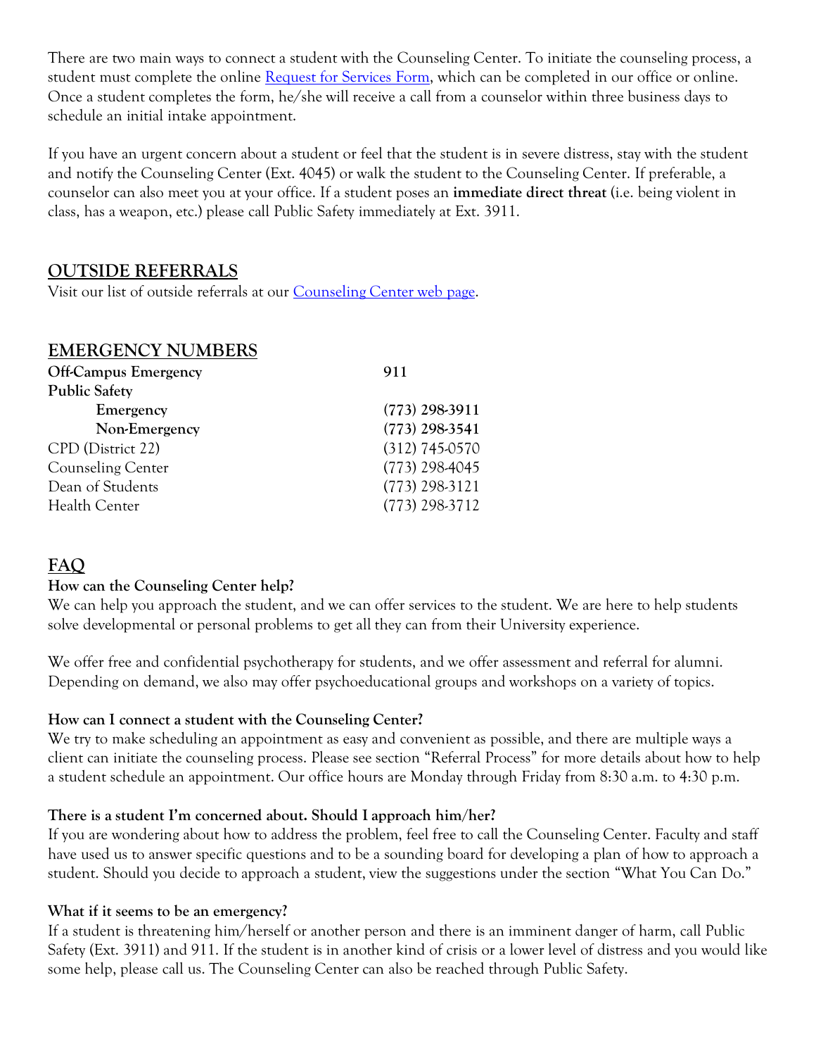There are two main ways to connect a student with the Counseling Center. To initiate the counseling process, a student must complete the online [Request for Services Form](), which can be completed in our office or online. Once a student completes the form, he/she will receive a call from a counselor within three business days to schedule an initial intake appointment.

If you have an urgent concern about a student or feel that the student is in severe distress, stay with the student and notify the Counseling Center (Ext. 4045) or walk the student to the Counseling Center. If preferable, a counselor can also meet you at your office. If a student poses an **immediate direct threat** (i.e. being violent in class, has a weapon, etc.) please call Public Safety immediately at Ext. 3911.

## OUTSIDE REFERRALS

Visit our list of outside referrals at our [Counseling Center web page]().

## EMERGENCY NUMBERS

| | |
|---|---|
| **Off-Campus Emergency** | **911** |
| **Public Safety** | |
| **Emergency** | **(773) 298-3911** |
| **Non-Emergency** | **(773) 298-3541** |
| CPD (District 22) | (312) 745-0570 |
| Counseling Center | (773) 298-4045 |
| Dean of Students | (773) 298-3121 |
| Health Center | (773) 298-3712 |

## FAQ

**How can the Counseling Center help?**

We can help you approach the student, and we can offer services to the student. We are here to help students solve developmental or personal problems to get all they can from their University experience.

We offer free and confidential psychotherapy for students, and we offer assessment and referral for alumni. Depending on demand, we also may offer psychoeducational groups and workshops on a variety of topics.

**How can I connect a student with the Counseling Center?**

We try to make scheduling an appointment as easy and convenient as possible, and there are multiple ways a client can initiate the counseling process. Please see section "Referral Process" for more details about how to help a student schedule an appointment. Our office hours are Monday through Friday from 8:30 a.m. to 4:30 p.m.

**There is a student I'm concerned about. Should I approach him/her?**

If you are wondering about how to address the problem, feel free to call the Counseling Center. Faculty and staff have used us to answer specific questions and to be a sounding board for developing a plan of how to approach a student. Should you decide to approach a student, view the suggestions under the section "What You Can Do."

**What if it seems to be an emergency?**

If a student is threatening him/herself or another person and there is an imminent danger of harm, call Public Safety (Ext. 3911) and 911. If the student is in another kind of crisis or a lower level of distress and you would like some help, please call us. The Counseling Center can also be reached through Public Safety.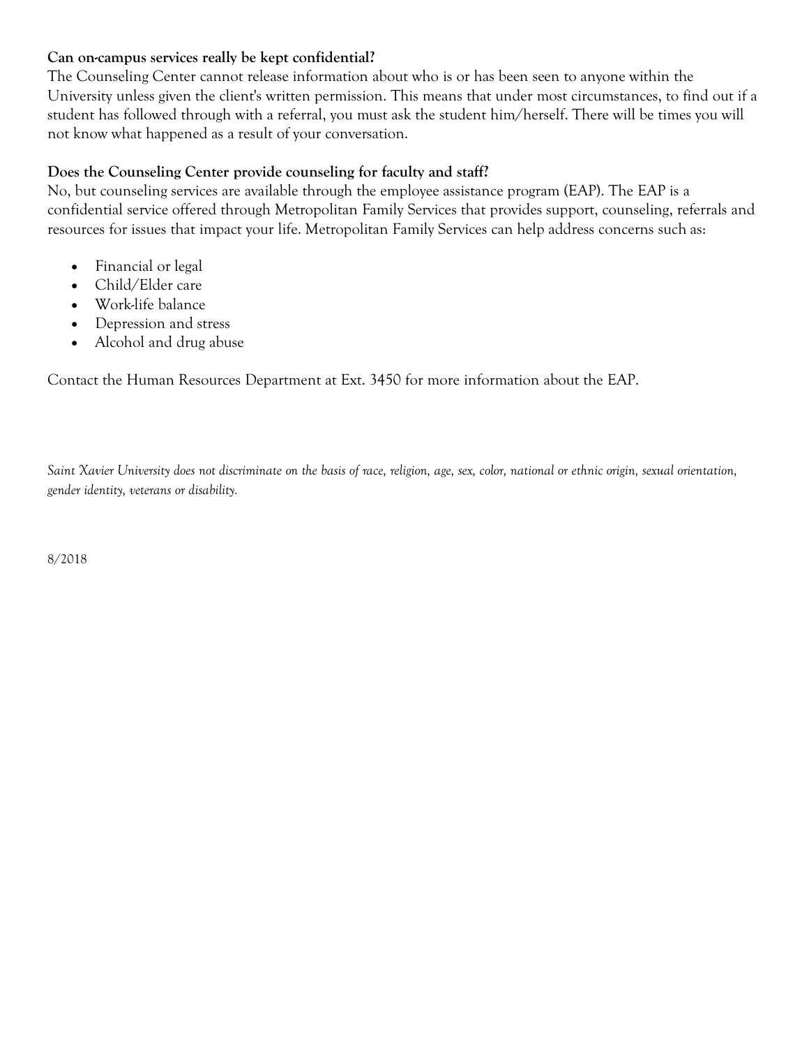**Can on-campus services really be kept confidential?**

The Counseling Center cannot release information about who is or has been seen to anyone within the University unless given the client's written permission. This means that under most circumstances, to find out if a student has followed through with a referral, you must ask the student him/herself. There will be times you will not know what happened as a result of your conversation.

**Does the Counseling Center provide counseling for faculty and staff?**

No, but counseling services are available through the employee assistance program (EAP). The EAP is a confidential service offered through Metropolitan Family Services that provides support, counseling, referrals and resources for issues that impact your life. Metropolitan Family Services can help address concerns such as:

- Financial or legal
- Child/Elder care
- Work-life balance
- Depression and stress
- Alcohol and drug abuse

Contact the Human Resources Department at Ext. 3450 for more information about the EAP.

*Saint Xavier University does not discriminate on the basis of race, religion, age, sex, color, national or ethnic origin, sexual orientation, gender identity, veterans or disability.*

8/2018